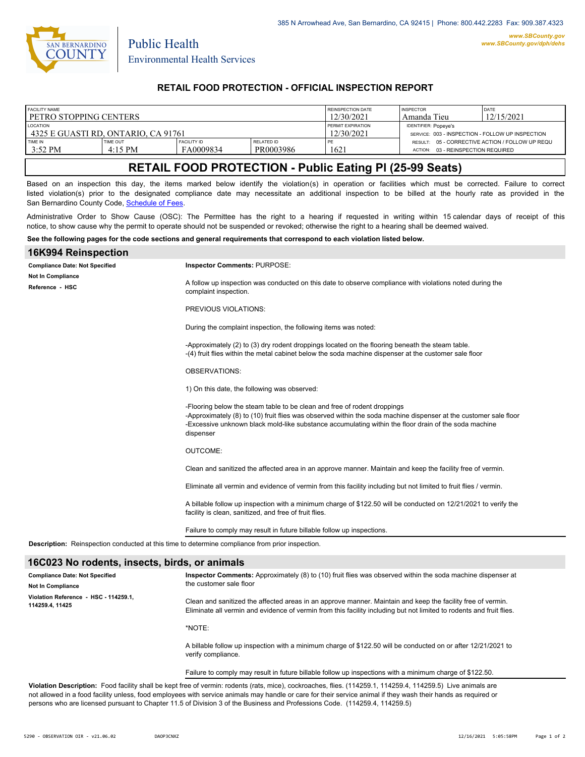385 N Arrowhead Ave, San Bernardino, CA 92415 | Phone: 800.442.2283 Fax: 909.387.4323

www.SBCounty.gov
www.SBCounty.gov/dph/dehs

San Bernardino County
Public Health
Environmental Health Services

## RETAIL FOOD PROTECTION - OFFICIAL INSPECTION REPORT

| FACILITY NAME | | | | REINSPECTION DATE | INSPECTOR | DATE |
|---|---|---|---|---|---|---|
| PETRO STOPPING CENTERS | | | | 12/30/2021 | Amanda Tieu | 12/15/2021 |
| LOCATION | | | | PERMIT EXPIRATION | IDENTIFIER: Popeye's | |
| 4325 E GUASTI RD, ONTARIO, CA 91761 | | | | 12/30/2021 | SERVICE: 003 - INSPECTION - FOLLOW UP INSPECTION | |
| TIME IN | TIME OUT | FACILITY ID | RELATED ID | PE | RESULT: 05 - CORRECTIVE ACTION / FOLLOW UP REQU | |
| 3:52 PM | 4:15 PM | FA0009834 | PR0003986 | 1621 | ACTION: 03 - REINSPECTION REQUIRED | |

# RETAIL FOOD PROTECTION - Public Eating Pl (25-99 Seats)

Based on an inspection this day, the items marked below identify the violation(s) in operation or facilities which must be corrected. Failure to correct listed violation(s) prior to the designated compliance date may necessitate an additional inspection to be billed at the hourly rate as provided in the San Bernardino County Code, Schedule of Fees.

Administrative Order to Show Cause (OSC): The Permittee has the right to a hearing if requested in writing within 15 calendar days of receipt of this notice, to show cause why the permit to operate should not be suspended or revoked; otherwise the right to a hearing shall be deemed waived.

**See the following pages for the code sections and general requirements that correspond to each violation listed below.**

## 16K994 Reinspection

**Compliance Date: Not Specified**

**Not In Compliance**

**Reference - HSC**

**Inspector Comments:** PURPOSE:

A follow up inspection was conducted on this date to observe compliance with violations noted during the complaint inspection.

PREVIOUS VIOLATIONS:

During the complaint inspection, the following items was noted:

-Approximately (2) to (3) dry rodent droppings located on the flooring beneath the steam table.
-(4) fruit flies within the metal cabinet below the soda machine dispenser at the customer sale floor

OBSERVATIONS:

1) On this date, the following was observed:

-Flooring below the steam table to be clean and free of rodent droppings
-Approximately (8) to (10) fruit flies was observed within the soda machine dispenser at the customer sale floor
-Excessive unknown black mold-like substance accumulating within the floor drain of the soda machine dispenser

OUTCOME:

Clean and sanitized the affected area in an approve manner. Maintain and keep the facility free of vermin.

Eliminate all vermin and evidence of vermin from this facility including but not limited to fruit flies / vermin.

A billable follow up inspection with a minimum charge of $122.50 will be conducted on 12/21/2021 to verify the facility is clean, sanitized, and free of fruit flies.

Failure to comply may result in future billable follow up inspections.

**Description:** Reinspection conducted at this time to determine compliance from prior inspection.

## 16C023 No rodents, insects, birds, or animals

**Compliance Date: Not Specified**

**Not In Compliance**

**Violation Reference - HSC - 114259.1, 114259.4, 11425**

**Inspector Comments:** Approximately (8) to (10) fruit flies was observed within the soda machine dispenser at the customer sale floor

Clean and sanitized the affected areas in an approve manner. Maintain and keep the facility free of vermin. Eliminate all vermin and evidence of vermin from this facility including but not limited to rodents and fruit flies.

*NOTE:

A billable follow up inspection with a minimum charge of $122.50 will be conducted on or after 12/21/2021 to verify compliance.

Failure to comply may result in future billable follow up inspections with a minimum charge of $122.50.

**Violation Description:** Food facility shall be kept free of vermin: rodents (rats, mice), cockroaches, flies. (114259.1, 114259.4, 114259.5) Live animals are not allowed in a food facility unless, food employees with service animals may handle or care for their service animal if they wash their hands as required or persons who are licensed pursuant to Chapter 11.5 of Division 3 of the Business and Professions Code. (114259.4, 114259.5)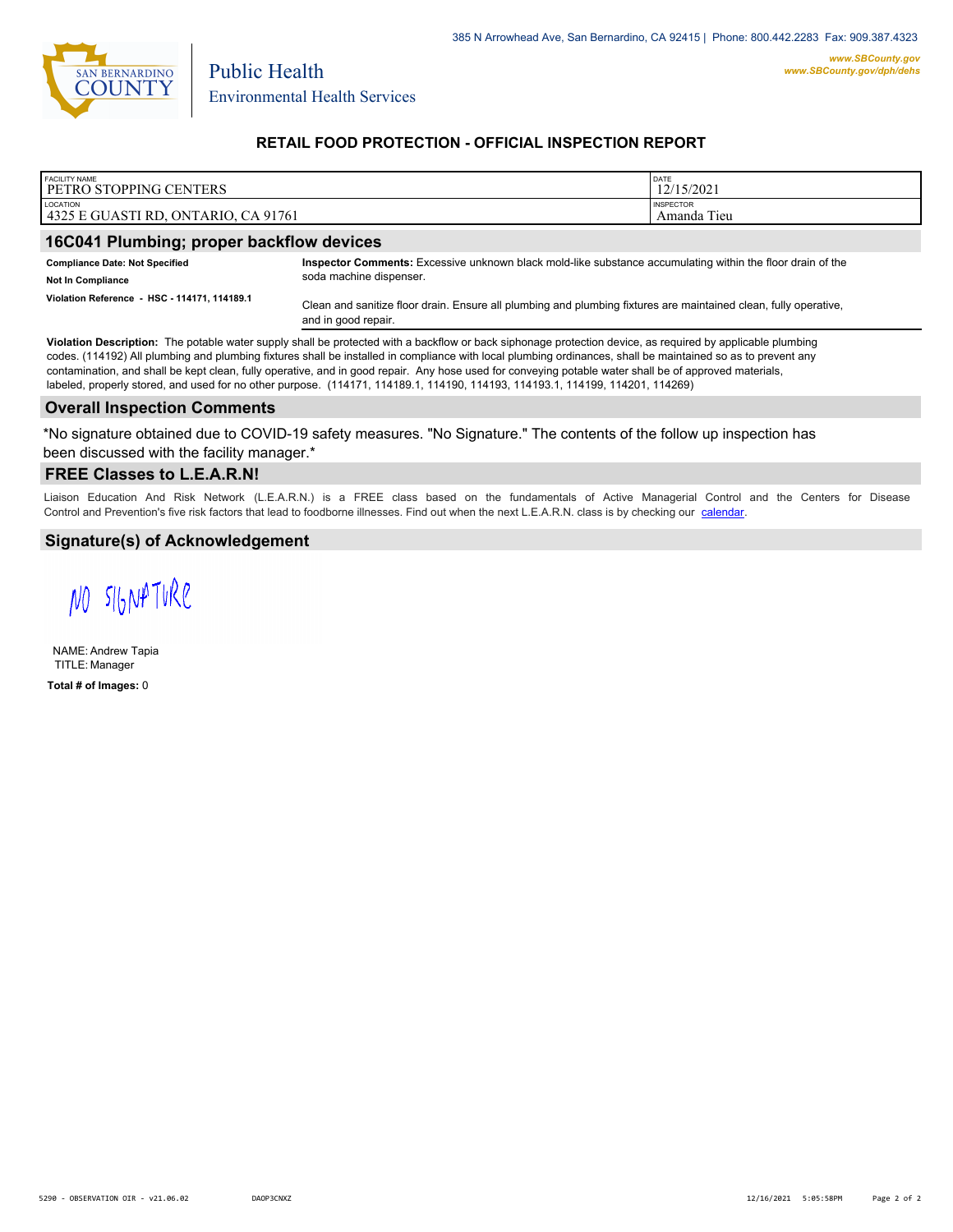385 N Arrowhead Ave, San Bernardino, CA 92415 | Phone: 800.442.2283 Fax: 909.387.4323

www.SBCounty.gov
www.SBCounty.gov/dph/dehs

SAN BERNARDINO COUNTY

Public Health
Environmental Health Services

## RETAIL FOOD PROTECTION - OFFICIAL INSPECTION REPORT

| | |
|---|---|
| FACILITY NAME<br>PETRO STOPPING CENTERS | DATE<br>12/15/2021 |
| LOCATION<br>4325 E GUASTI RD, ONTARIO, CA 91761 | INSPECTOR<br>Amanda Tieu |

## 16C041 Plumbing; proper backflow devices

**Compliance Date: Not Specified**

**Not In Compliance**

**Violation Reference - HSC - 114171, 114189.1**

**Inspector Comments:** Excessive unknown black mold-like substance accumulating within the floor drain of the soda machine dispenser.

Clean and sanitize floor drain. Ensure all plumbing and plumbing fixtures are maintained clean, fully operative, and in good repair.

**Violation Description:** The potable water supply shall be protected with a backflow or back siphonage protection device, as required by applicable plumbing codes. (114192) All plumbing and plumbing fixtures shall be installed in compliance with local plumbing ordinances, shall be maintained so as to prevent any contamination, and shall be kept clean, fully operative, and in good repair. Any hose used for conveying potable water shall be of approved materials, labeled, properly stored, and used for no other purpose. (114171, 114189.1, 114190, 114193, 114193.1, 114199, 114201, 114269)

## Overall Inspection Comments

*No signature obtained due to COVID-19 safety measures. "No Signature." The contents of the follow up inspection has been discussed with the facility manager.*

## FREE Classes to L.E.A.R.N!

Liaison Education And Risk Network (L.E.A.R.N.) is a FREE class based on the fundamentals of Active Managerial Control and the Centers for Disease Control and Prevention's five risk factors that lead to foodborne illnesses. Find out when the next L.E.A.R.N. class is by checking our calendar.

## Signature(s) of Acknowledgement

NO SIGNATURE

NAME: Andrew Tapia
TITLE: Manager

**Total # of Images:** 0

5290 - OBSERVATION OIR - v21.06.02    DAOP3CNXZ    12/16/2021 5:05:58PM